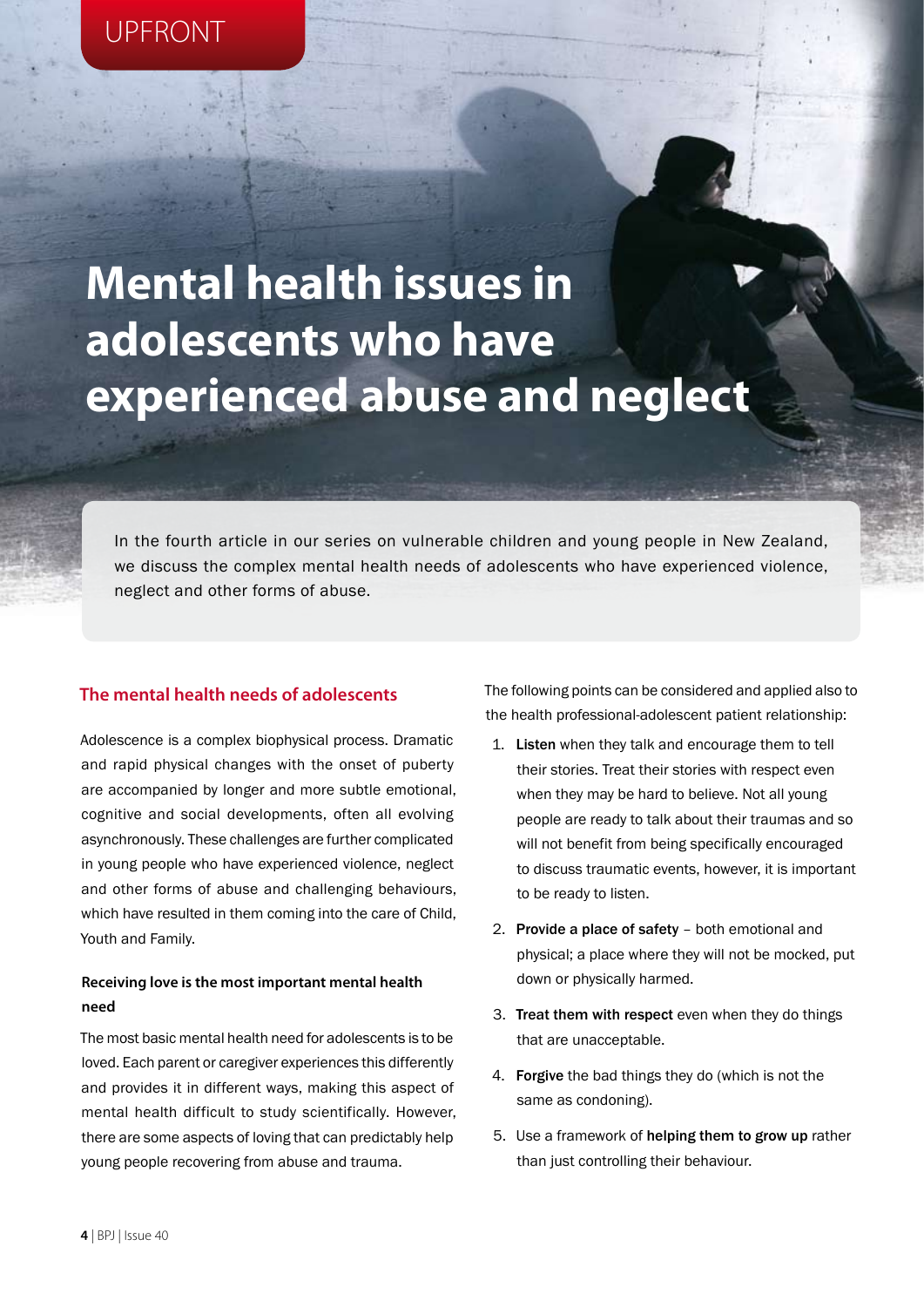UPFRONT

# Mental health issues in adolescents who have experienced abuse and neglect

In the fourth article in our series on vulnerable children and young people in New Zealand, we discuss the complex mental health needs of adolescents who have experienced violence, neglect and other forms of abuse.

## The mental health needs of adolescents

Adolescence is a complex biophysical process. Dramatic and rapid physical changes with the onset of puberty are accompanied by longer and more subtle emotional, cognitive and social developments, often all evolving asynchronously. These challenges are further complicated in young people who have experienced violence, neglect and other forms of abuse and challenging behaviours, which have resulted in them coming into the care of Child, Youth and Family.

### Receiving love is the most important mental health need

The most basic mental health need for adolescents is to be loved. Each parent or caregiver experiences this differently and provides it in different ways, making this aspect of mental health difficult to study scientifically. However, there are some aspects of loving that can predictably help young people recovering from abuse and trauma.

The following points can be considered and applied also to the health professional-adolescent patient relationship:

1. **Listen** when they talk and encourage them to tell their stories. Treat their stories with respect even when they may be hard to believe. Not all young people are ready to talk about their traumas and so will not benefit from being specifically encouraged to discuss traumatic events, however, it is important to be ready to listen.
2. **Provide a place of safety** – both emotional and physical; a place where they will not be mocked, put down or physically harmed.
3. **Treat them with respect** even when they do things that are unacceptable.
4. **Forgive** the bad things they do (which is not the same as condoning).
5. Use a framework of **helping them to grow up** rather than just controlling their behaviour.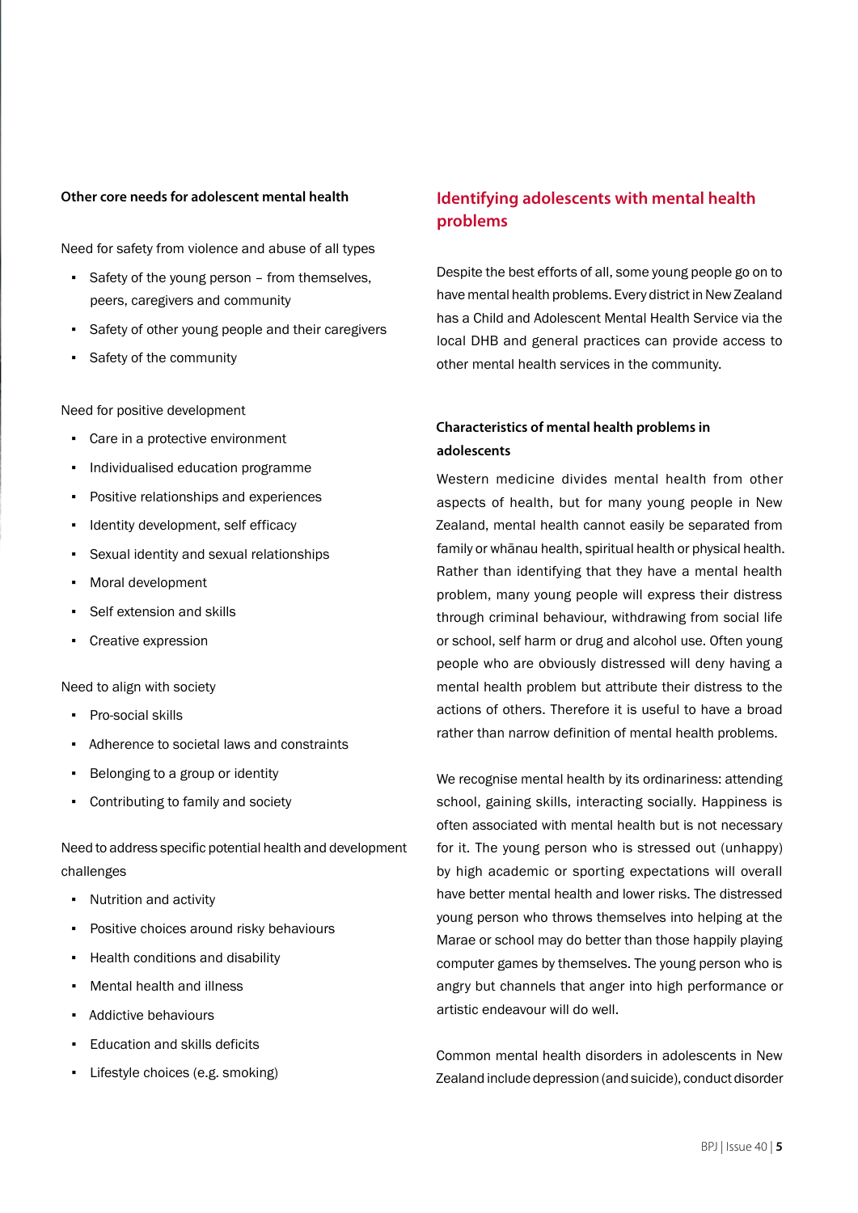### Other core needs for adolescent mental health

Need for safety from violence and abuse of all types

- Safety of the young person – from themselves, peers, caregivers and community
- Safety of other young people and their caregivers
- Safety of the community

Need for positive development

- Care in a protective environment
- Individualised education programme
- Positive relationships and experiences
- Identity development, self efficacy
- Sexual identity and sexual relationships
- Moral development
- Self extension and skills
- Creative expression

Need to align with society

- Pro-social skills
- Adherence to societal laws and constraints
- Belonging to a group or identity
- Contributing to family and society

Need to address specific potential health and development challenges

- Nutrition and activity
- Positive choices around risky behaviours
- Health conditions and disability
- Mental health and illness
- Addictive behaviours
- Education and skills deficits
- Lifestyle choices (e.g. smoking)

## Identifying adolescents with mental health problems

Despite the best efforts of all, some young people go on to have mental health problems. Every district in New Zealand has a Child and Adolescent Mental Health Service via the local DHB and general practices can provide access to other mental health services in the community.

### Characteristics of mental health problems in adolescents

Western medicine divides mental health from other aspects of health, but for many young people in New Zealand, mental health cannot easily be separated from family or whānau health, spiritual health or physical health. Rather than identifying that they have a mental health problem, many young people will express their distress through criminal behaviour, withdrawing from social life or school, self harm or drug and alcohol use. Often young people who are obviously distressed will deny having a mental health problem but attribute their distress to the actions of others. Therefore it is useful to have a broad rather than narrow definition of mental health problems.

We recognise mental health by its ordinariness: attending school, gaining skills, interacting socially. Happiness is often associated with mental health but is not necessary for it. The young person who is stressed out (unhappy) by high academic or sporting expectations will overall have better mental health and lower risks. The distressed young person who throws themselves into helping at the Marae or school may do better than those happily playing computer games by themselves. The young person who is angry but channels that anger into high performance or artistic endeavour will do well.

Common mental health disorders in adolescents in New Zealand include depression (and suicide), conduct disorder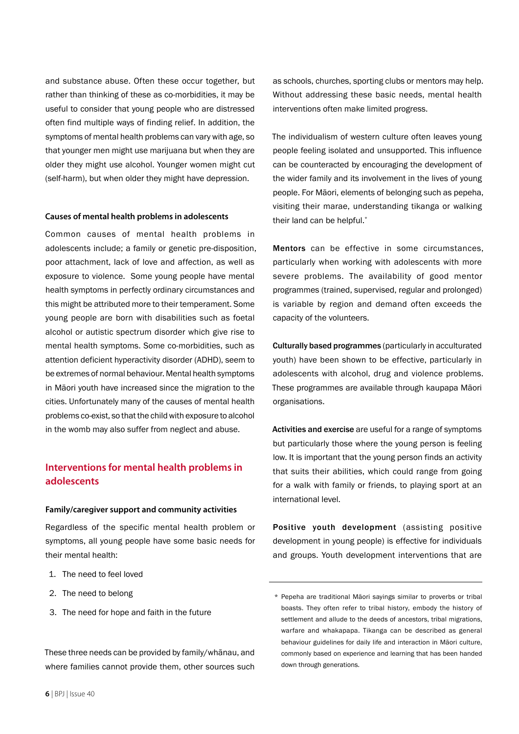and substance abuse. Often these occur together, but rather than thinking of these as co-morbidities, it may be useful to consider that young people who are distressed often find multiple ways of finding relief. In addition, the symptoms of mental health problems can vary with age, so that younger men might use marijuana but when they are older they might use alcohol. Younger women might cut (self-harm), but when older they might have depression.

#### Causes of mental health problems in adolescents

Common causes of mental health problems in adolescents include; a family or genetic pre-disposition, poor attachment, lack of love and affection, as well as exposure to violence. Some young people have mental health symptoms in perfectly ordinary circumstances and this might be attributed more to their temperament. Some young people are born with disabilities such as foetal alcohol or autistic spectrum disorder which give rise to mental health symptoms. Some co-morbidities, such as attention deficient hyperactivity disorder (ADHD), seem to be extremes of normal behaviour. Mental health symptoms in Māori youth have increased since the migration to the cities. Unfortunately many of the causes of mental health problems co-exist, so that the child with exposure to alcohol in the womb may also suffer from neglect and abuse.

## Interventions for mental health problems in adolescents

#### Family/caregiver support and community activities

Regardless of the specific mental health problem or symptoms, all young people have some basic needs for their mental health:

1. The need to feel loved
2. The need to belong
3. The need for hope and faith in the future

These three needs can be provided by family/whānau, and where families cannot provide them, other sources such as schools, churches, sporting clubs or mentors may help. Without addressing these basic needs, mental health interventions often make limited progress.

The individualism of western culture often leaves young people feeling isolated and unsupported. This influence can be counteracted by encouraging the development of the wider family and its involvement in the lives of young people. For Māori, elements of belonging such as pepeha, visiting their marae, understanding tikanga or walking their land can be helpful.*

**Mentors** can be effective in some circumstances, particularly when working with adolescents with more severe problems. The availability of good mentor programmes (trained, supervised, regular and prolonged) is variable by region and demand often exceeds the capacity of the volunteers.

**Culturally based programmes** (particularly in acculturated youth) have been shown to be effective, particularly in adolescents with alcohol, drug and violence problems. These programmes are available through kaupapa Māori organisations.

**Activities and exercise** are useful for a range of symptoms but particularly those where the young person is feeling low. It is important that the young person finds an activity that suits their abilities, which could range from going for a walk with family or friends, to playing sport at an international level.

**Positive youth development** (assisting positive development in young people) is effective for individuals and groups. Youth development interventions that are

---

* Pepeha are traditional Māori sayings similar to proverbs or tribal boasts. They often refer to tribal history, embody the history of settlement and allude to the deeds of ancestors, tribal migrations, warfare and whakapapa. Tikanga can be described as general behaviour guidelines for daily life and interaction in Māori culture, commonly based on experience and learning that has been handed down through generations.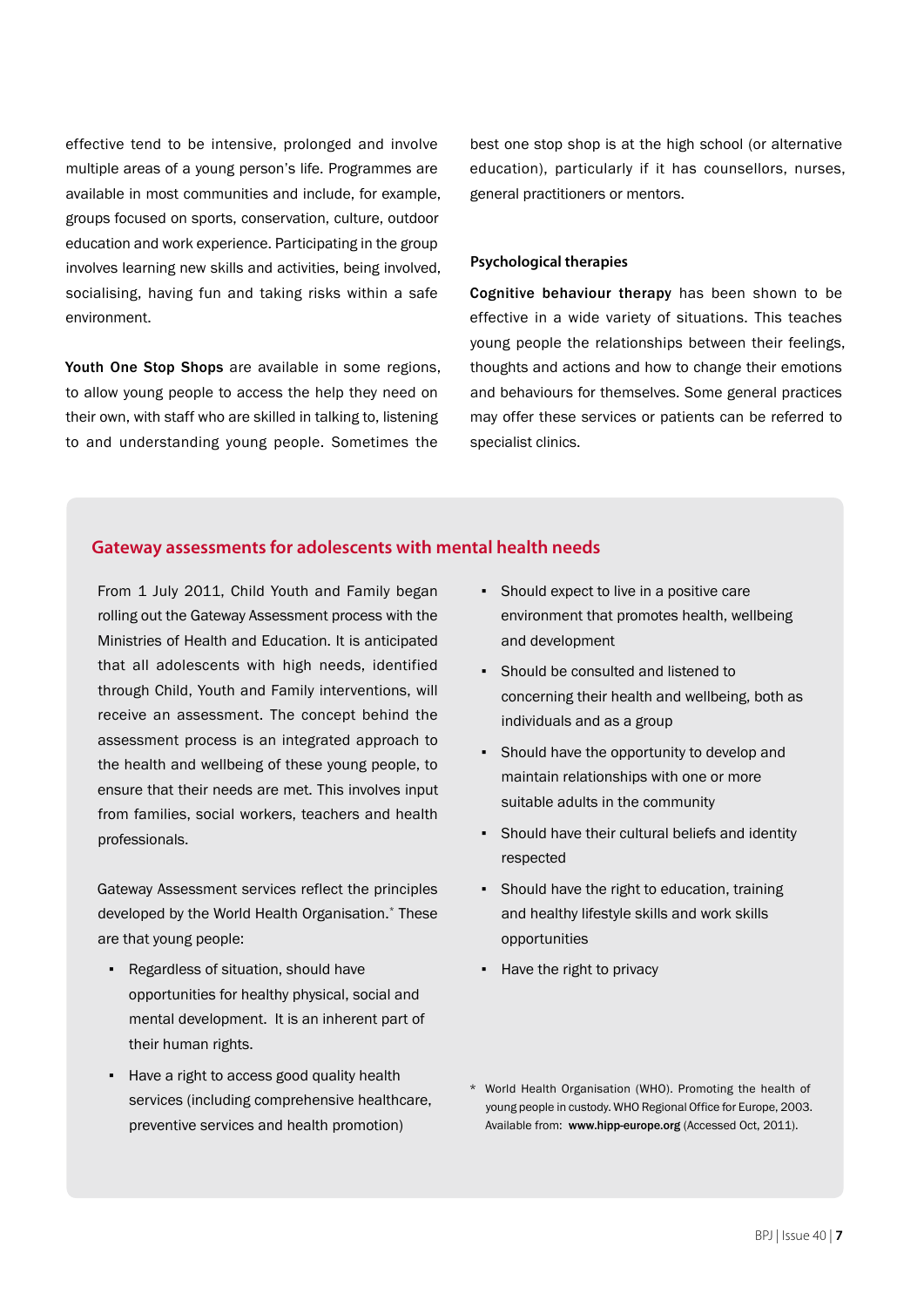effective tend to be intensive, prolonged and involve multiple areas of a young person's life. Programmes are available in most communities and include, for example, groups focused on sports, conservation, culture, outdoor education and work experience. Participating in the group involves learning new skills and activities, being involved, socialising, having fun and taking risks within a safe environment.

**Youth One Stop Shops** are available in some regions, to allow young people to access the help they need on their own, with staff who are skilled in talking to, listening to and understanding young people. Sometimes the best one stop shop is at the high school (or alternative education), particularly if it has counsellors, nurses, general practitioners or mentors.

### Psychological therapies

**Cognitive behaviour therapy** has been shown to be effective in a wide variety of situations. This teaches young people the relationships between their feelings, thoughts and actions and how to change their emotions and behaviours for themselves. Some general practices may offer these services or patients can be referred to specialist clinics.

## Gateway assessments for adolescents with mental health needs

From 1 July 2011, Child Youth and Family began rolling out the Gateway Assessment process with the Ministries of Health and Education. It is anticipated that all adolescents with high needs, identified through Child, Youth and Family interventions, will receive an assessment. The concept behind the assessment process is an integrated approach to the health and wellbeing of these young people, to ensure that their needs are met. This involves input from families, social workers, teachers and health professionals.

Gateway Assessment services reflect the principles developed by the World Health Organisation.* These are that young people:

- Regardless of situation, should have opportunities for healthy physical, social and mental development. It is an inherent part of their human rights.
- Have a right to access good quality health services (including comprehensive healthcare, preventive services and health promotion)
- Should expect to live in a positive care environment that promotes health, wellbeing and development
- Should be consulted and listened to concerning their health and wellbeing, both as individuals and as a group
- Should have the opportunity to develop and maintain relationships with one or more suitable adults in the community
- Should have their cultural beliefs and identity respected
- Should have the right to education, training and healthy lifestyle skills and work skills opportunities
- Have the right to privacy

\* World Health Organisation (WHO). Promoting the health of young people in custody. WHO Regional Office for Europe, 2003. Available from: **www.hipp-europe.org** (Accessed Oct, 2011).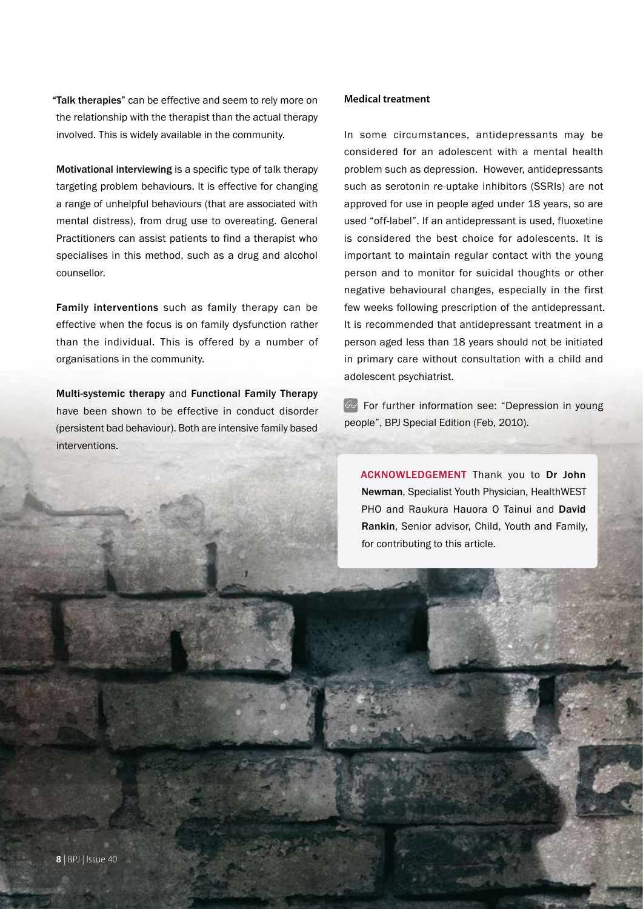"**Talk therapies**" can be effective and seem to rely more on the relationship with the therapist than the actual therapy involved. This is widely available in the community.

**Motivational interviewing** is a specific type of talk therapy targeting problem behaviours. It is effective for changing a range of unhelpful behaviours (that are associated with mental distress), from drug use to overeating. General Practitioners can assist patients to find a therapist who specialises in this method, such as a drug and alcohol counsellor.

**Family interventions** such as family therapy can be effective when the focus is on family dysfunction rather than the individual. This is offered by a number of organisations in the community.

**Multi-systemic therapy** and **Functional Family Therapy** have been shown to be effective in conduct disorder (persistent bad behaviour). Both are intensive family based interventions.

**Medical treatment**

In some circumstances, antidepressants may be considered for an adolescent with a mental health problem such as depression. However, antidepressants such as serotonin re-uptake inhibitors (SSRIs) are not approved for use in people aged under 18 years, so are used "off-label". If an antidepressant is used, fluoxetine is considered the best choice for adolescents. It is important to maintain regular contact with the young person and to monitor for suicidal thoughts or other negative behavioural changes, especially in the first few weeks following prescription of the antidepressant. It is recommended that antidepressant treatment in a person aged less than 18 years should not be initiated in primary care without consultation with a child and adolescent psychiatrist.

For further information see: "Depression in young people", BPJ Special Edition (Feb, 2010).

**ACKNOWLEDGEMENT** Thank you to **Dr John Newman**, Specialist Youth Physician, HealthWEST PHO and Raukura Hauora O Tainui and **David Rankin**, Senior advisor, Child, Youth and Family, for contributing to this article.